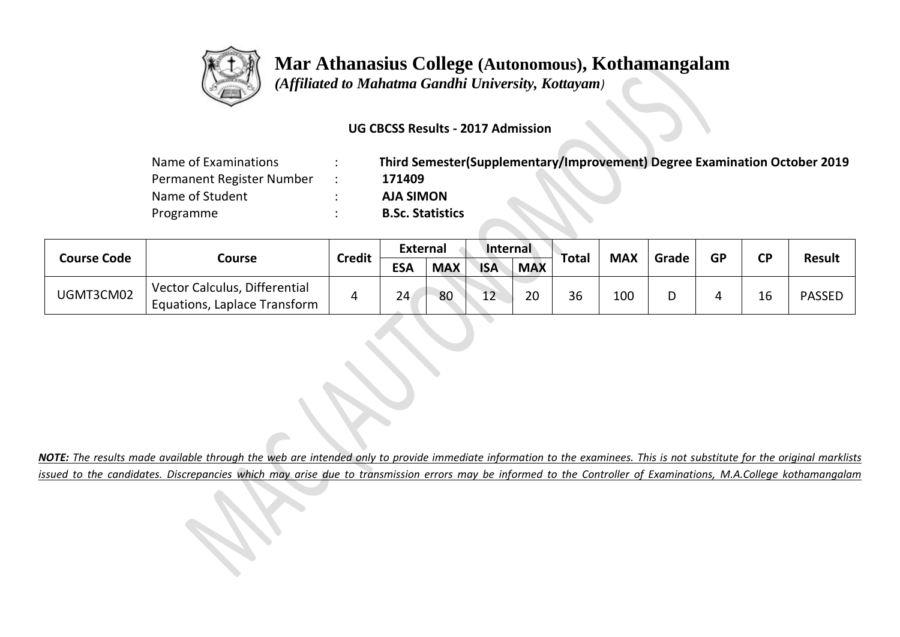# Mar Athanasius College (Autonomous), Kothamangalam

*(Affiliated to Mahatma Gandhi University, Kottayam)*

**UG CBCSS Results - 2017 Admission**

| | | |
|---|---|---|
| Name of Examinations | : | **Third Semester(Supplementary/Improvement) Degree Examination October 2019** |
| Permanent Register Number | : | **171409** |
| Name of Student | : | **AJA SIMON** |
| Programme | : | **B.Sc. Statistics** |

| Course Code | Course | Credit | External | | Internal | | Total | MAX | Grade | GP | CP | Result |
|---|---|---|---|---|---|---|---|---|---|---|---|---|
| | | | ESA | MAX | ISA | MAX | | | | | | |
| UGMT3CM02 | Vector Calculus, Differential Equations, Laplace Transform | 4 | 24 | 80 | 12 | 20 | 36 | 100 | D | 4 | 16 | PASSED |

***NOTE:** The results made available through the web are intended only to provide immediate information to the examinees. This is not substitute for the original marklists issued to the candidates. Discrepancies which may arise due to transmission errors may be informed to the Controller of Examinations, M.A.College kothamangalam*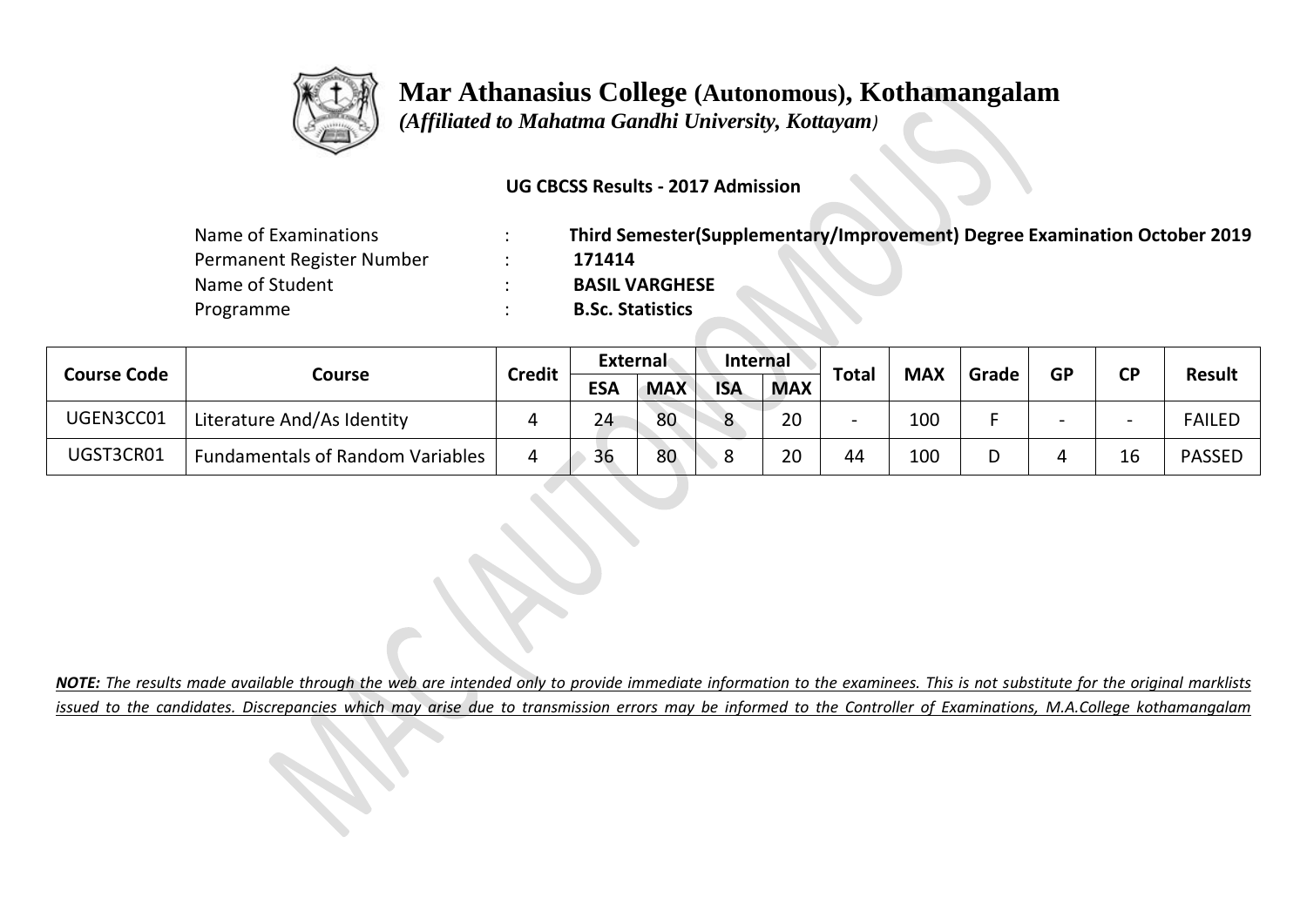# Mar Athanasius College (Autonomous), Kothamangalam

*(Affiliated to Mahatma Gandhi University, Kottayam)*

**UG CBCSS Results - 2017 Admission**

| | | |
|---|---|---|
| Name of Examinations | : | **Third Semester(Supplementary/Improvement) Degree Examination October 2019** |
| Permanent Register Number | : | **171414** |
| Name of Student | : | **BASIL VARGHESE** |
| Programme | : | **B.Sc. Statistics** |

| Course Code | Course | Credit | External | | Internal | | Total | MAX | Grade | GP | CP | Result |
|---|---|---|---|---|---|---|---|---|---|---|---|---|
| | | | ESA | MAX | ISA | MAX | | | | | | |
| UGEN3CC01 | Literature And/As Identity | 4 | 24 | 80 | 8 | 20 | - | 100 | F | - | - | FAILED |
| UGST3CR01 | Fundamentals of Random Variables | 4 | 36 | 80 | 8 | 20 | 44 | 100 | D | 4 | 16 | PASSED |

***NOTE:** The results made available through the web are intended only to provide immediate information to the examinees. This is not substitute for the original marklists issued to the candidates. Discrepancies which may arise due to transmission errors may be informed to the Controller of Examinations, M.A.College kothamangalam*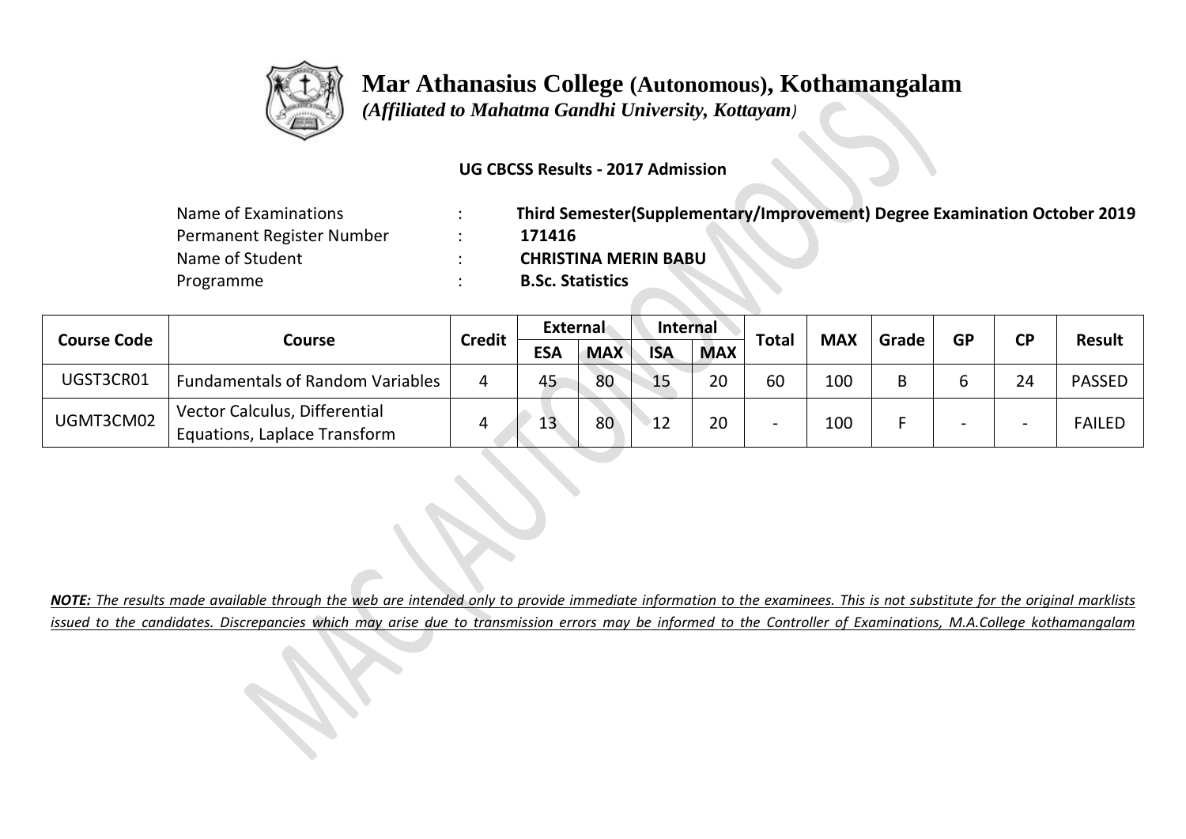# Mar Athanasius College (Autonomous), Kothamangalam

*(Affiliated to Mahatma Gandhi University, Kottayam)*

**UG CBCSS Results - 2017 Admission**

| | | |
|---|---|---|
| Name of Examinations | : | **Third Semester(Supplementary/Improvement) Degree Examination October 2019** |
| Permanent Register Number | : | **171416** |
| Name of Student | : | **CHRISTINA MERIN BABU** |
| Programme | : | **B.Sc. Statistics** |

| Course Code | Course | Credit | External | | Internal | | Total | MAX | Grade | GP | CP | Result |
|---|---|---|---|---|---|---|---|---|---|---|---|---|
| | | | ESA | MAX | ISA | MAX | | | | | | |
| UGST3CR01 | Fundamentals of Random Variables | 4 | 45 | 80 | 15 | 20 | 60 | 100 | B | 6 | 24 | PASSED |
| UGMT3CM02 | Vector Calculus, Differential Equations, Laplace Transform | 4 | 13 | 80 | 12 | 20 | - | 100 | F | - | - | FAILED |

***NOTE:*** *The results made available through the web are intended only to provide immediate information to the examinees. This is not substitute for the original marklists issued to the candidates. Discrepancies which may arise due to transmission errors may be informed to the Controller of Examinations, M.A.College kothamangalam*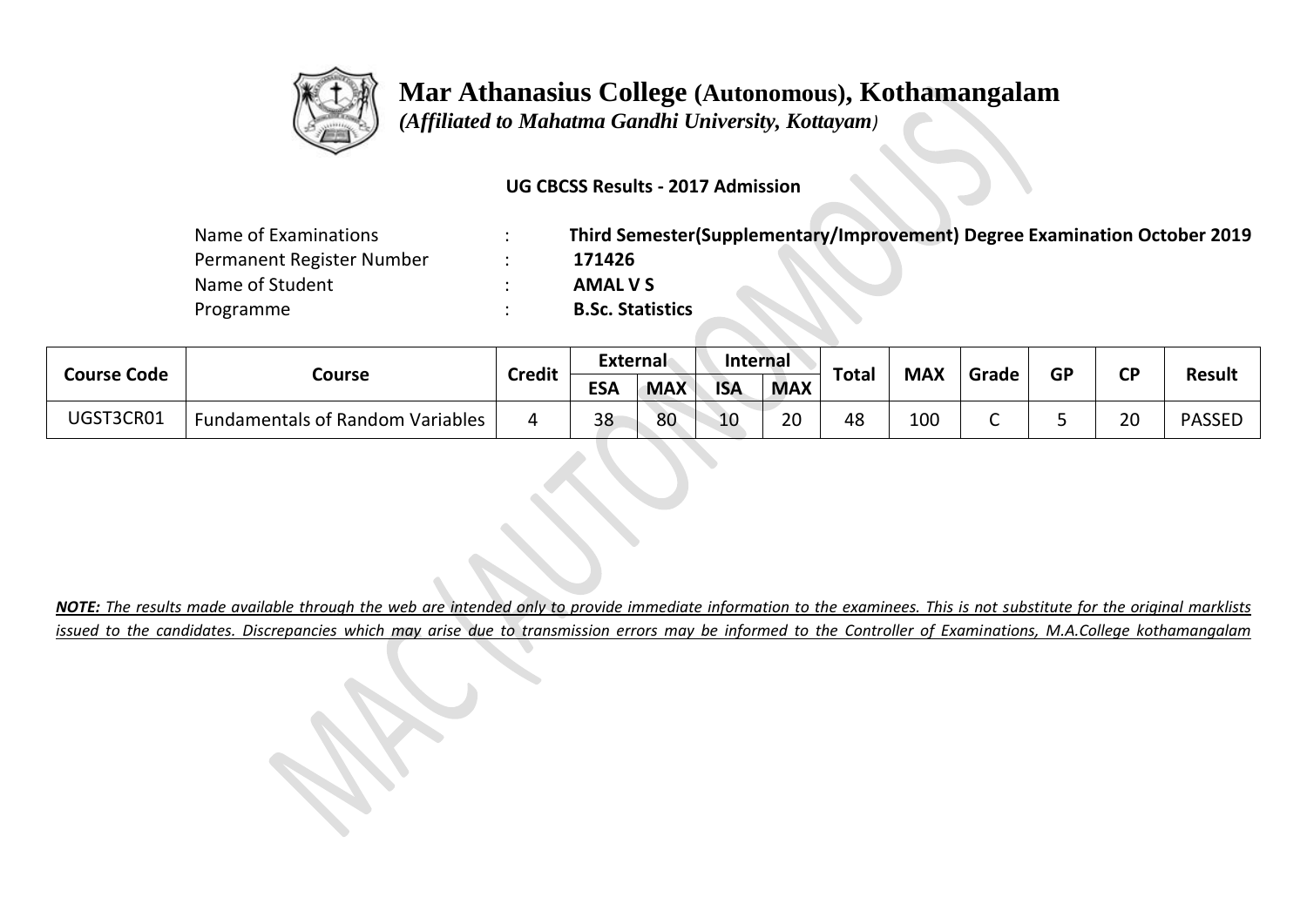# Mar Athanasius College (Autonomous), Kothamangalam

*(Affiliated to Mahatma Gandhi University, Kottayam)*

**UG CBCSS Results - 2017 Admission**

| | | |
|---|---|---|
| Name of Examinations | : | **Third Semester(Supplementary/Improvement) Degree Examination October 2019** |
| Permanent Register Number | : | **171426** |
| Name of Student | : | **AMAL V S** |
| Programme | : | **B.Sc. Statistics** |

| Course Code | Course | Credit | External | | Internal | | Total | MAX | Grade | GP | CP | Result |
|---|---|---|---|---|---|---|---|---|---|---|---|---|
| | | | ESA | MAX | ISA | MAX | | | | | | |
| UGST3CR01 | Fundamentals of Random Variables | 4 | 38 | 80 | 10 | 20 | 48 | 100 | C | 5 | 20 | PASSED |

***NOTE:*** *The results made available through the web are intended only to provide immediate information to the examinees. This is not substitute for the original marklists issued to the candidates. Discrepancies which may arise due to transmission errors may be informed to the Controller of Examinations, M.A.College kothamangalam*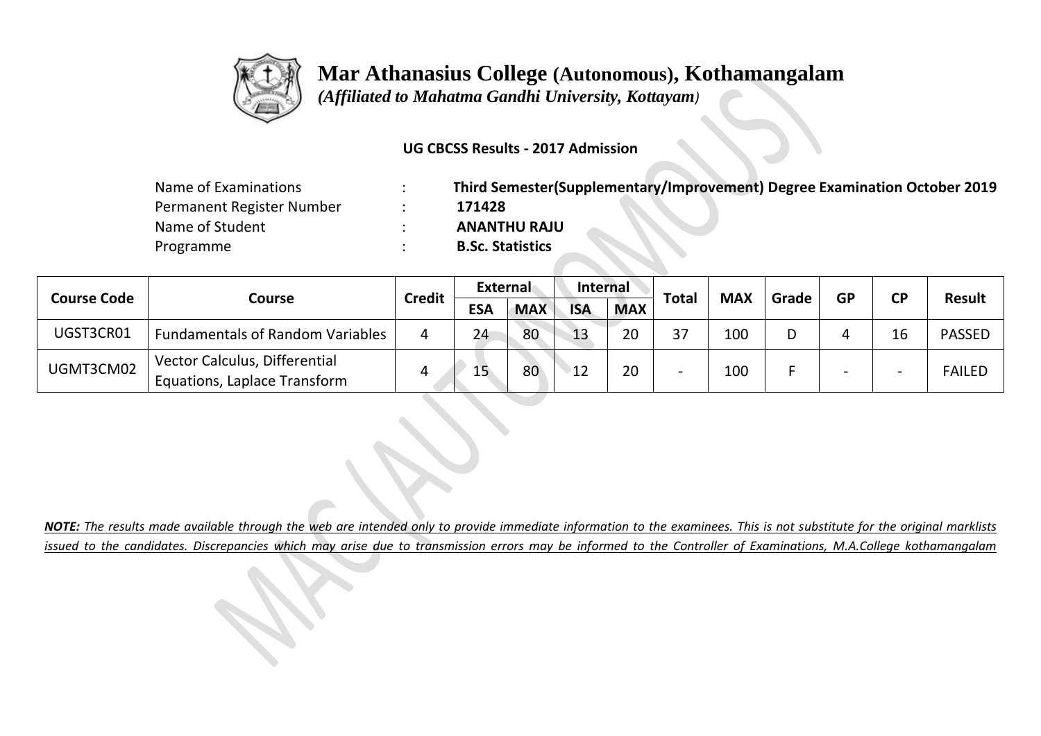# Mar Athanasius College (Autonomous), Kothamangalam

*(Affiliated to Mahatma Gandhi University, Kottayam)*

**UG CBCSS Results - 2017 Admission**

Name of Examinations : **Third Semester(Supplementary/Improvement) Degree Examination October 2019**
Permanent Register Number : **171428**
Name of Student : **ANANTHU RAJU**
Programme : **B.Sc. Statistics**

| Course Code | Course | Credit | External | | Internal | | Total | MAX | Grade | GP | CP | Result |
|---|---|---|---|---|---|---|---|---|---|---|---|---|
| | | | ESA | MAX | ISA | MAX | | | | | | |
| UGST3CR01 | Fundamentals of Random Variables | 4 | 24 | 80 | 13 | 20 | 37 | 100 | D | 4 | 16 | PASSED |
| UGMT3CM02 | Vector Calculus, Differential Equations, Laplace Transform | 4 | 15 | 80 | 12 | 20 | - | 100 | F | - | - | FAILED |

***NOTE:*** *The results made available through the web are intended only to provide immediate information to the examinees. This is not substitute for the original marklists issued to the candidates. Discrepancies which may arise due to transmission errors may be informed to the Controller of Examinations, M.A.College kothamangalam*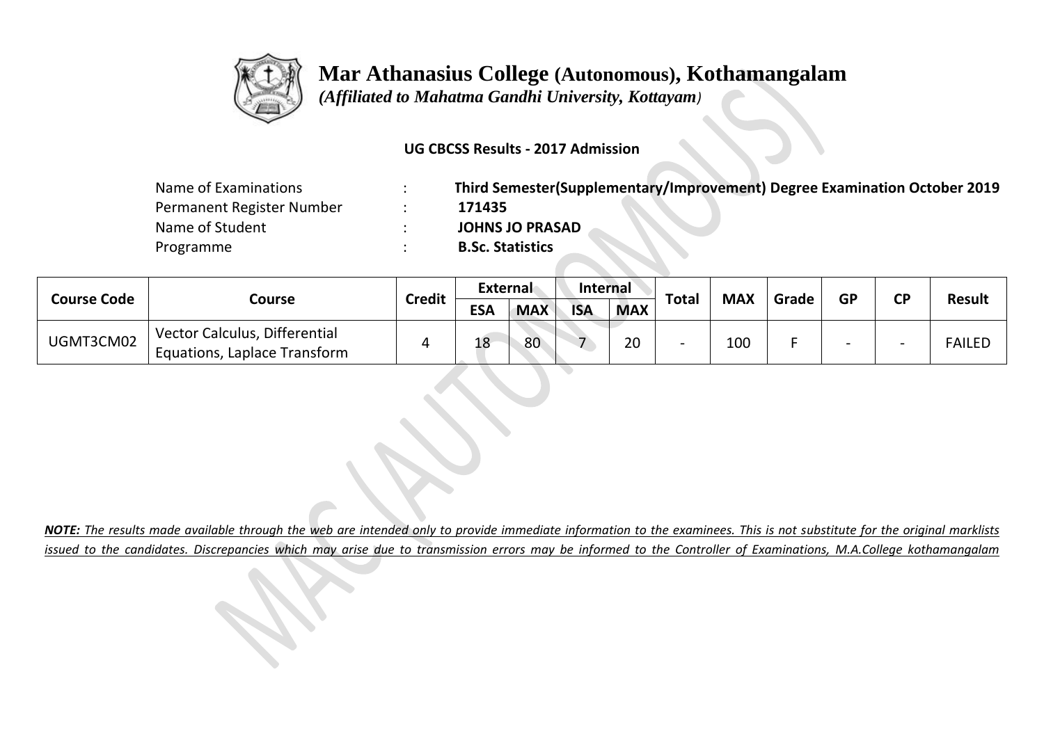# Mar Athanasius College (Autonomous), Kothamangalam

*(Affiliated to Mahatma Gandhi University, Kottayam)*

**UG CBCSS Results - 2017 Admission**

| | | |
|---|---|---|
| Name of Examinations | : | **Third Semester(Supplementary/Improvement) Degree Examination October 2019** |
| Permanent Register Number | : | **171435** |
| Name of Student | : | **JOHNS JO PRASAD** |
| Programme | : | **B.Sc. Statistics** |

| Course Code | Course | Credit | External | | Internal | | Total | MAX | Grade | GP | CP | Result |
|---|---|---|---|---|---|---|---|---|---|---|---|---|
| | | | ESA | MAX | ISA | MAX | | | | | | |
| UGMT3CM02 | Vector Calculus, Differential Equations, Laplace Transform | 4 | 18 | 80 | 7 | 20 | - | 100 | F | - | - | FAILED |

***NOTE:*** *The results made available through the web are intended only to provide immediate information to the examinees. This is not substitute for the original marklists issued to the candidates. Discrepancies which may arise due to transmission errors may be informed to the Controller of Examinations, M.A.College kothamangalam*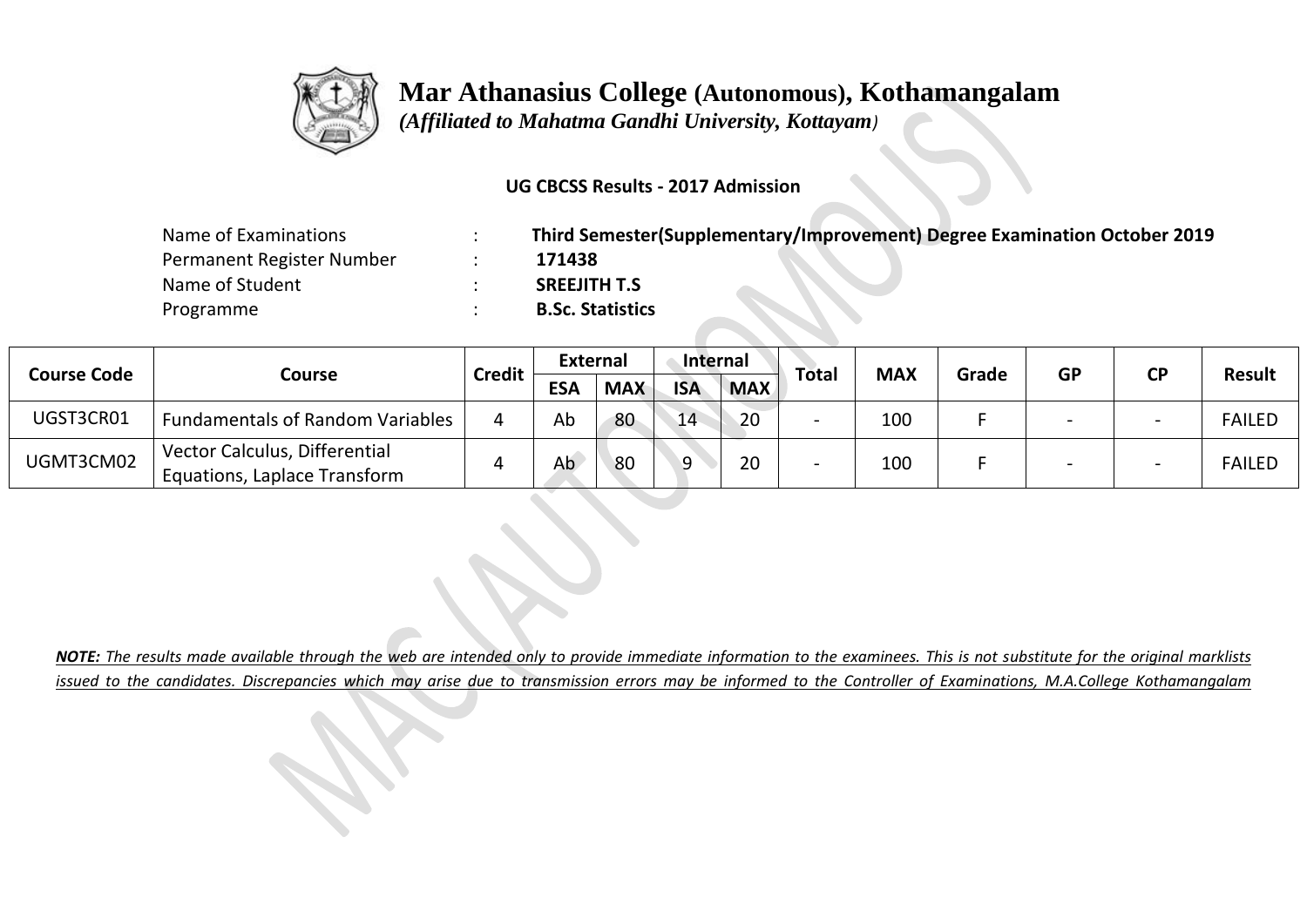# Mar Athanasius College (Autonomous), Kothamangalam

*(Affiliated to Mahatma Gandhi University, Kottayam)*

**UG CBCSS Results - 2017 Admission**

| | | |
|---|---|---|
| Name of Examinations | : | **Third Semester(Supplementary/Improvement) Degree Examination October 2019** |
| Permanent Register Number | : | **171438** |
| Name of Student | : | **SREEJITH T.S** |
| Programme | : | **B.Sc. Statistics** |

| Course Code | Course | Credit | External | | Internal | | Total | MAX | Grade | GP | CP | Result |
|---|---|---|---|---|---|---|---|---|---|---|---|---|
| | | | ESA | MAX | ISA | MAX | | | | | | |
| UGST3CR01 | Fundamentals of Random Variables | 4 | Ab | 80 | 14 | 20 | - | 100 | F | - | - | FAILED |
| UGMT3CM02 | Vector Calculus, Differential Equations, Laplace Transform | 4 | Ab | 80 | 9 | 20 | - | 100 | F | - | - | FAILED |

***NOTE:*** *The results made available through the web are intended only to provide immediate information to the examinees. This is not substitute for the original marklists issued to the candidates. Discrepancies which may arise due to transmission errors may be informed to the Controller of Examinations, M.A.College Kothamangalam*